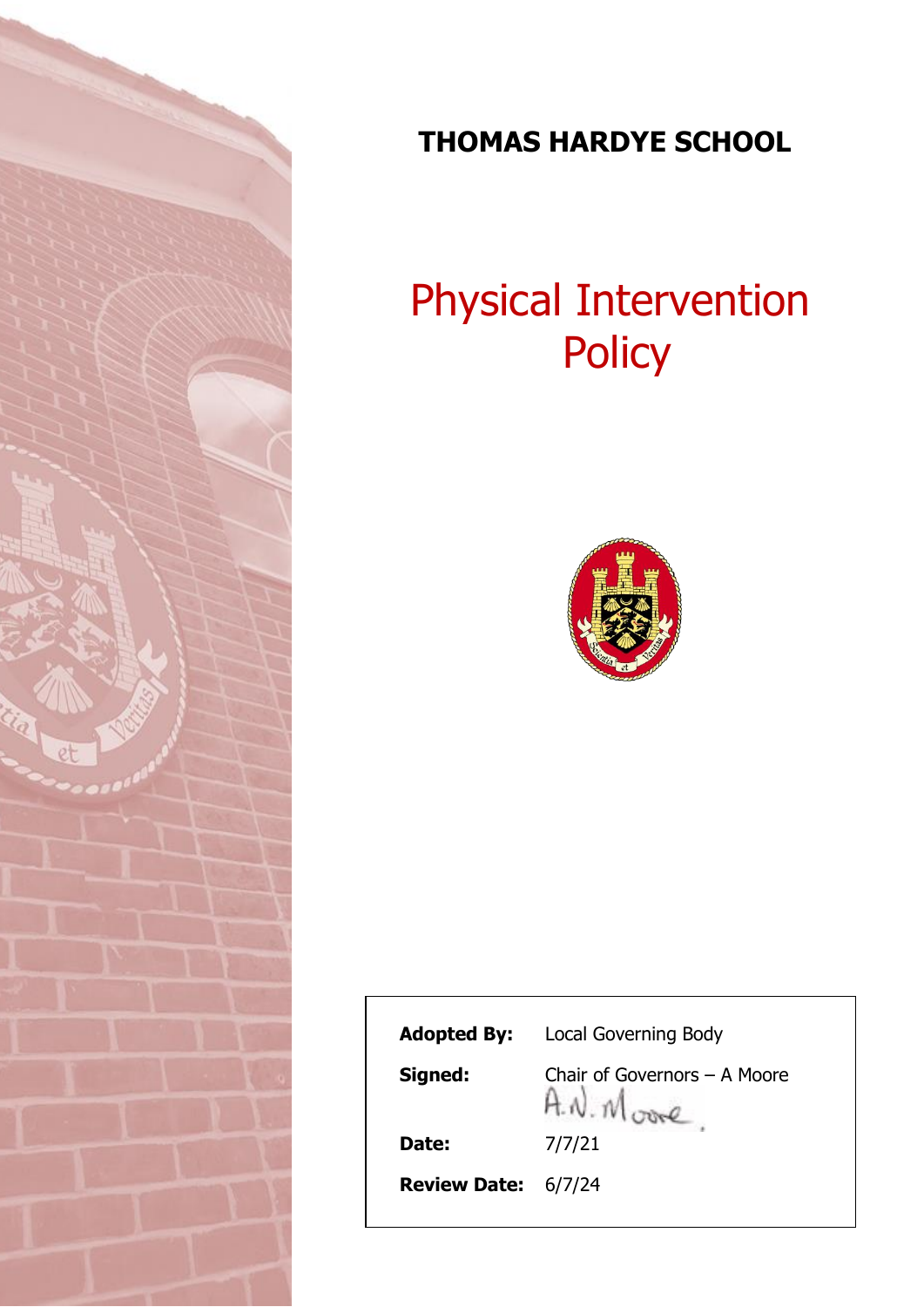# THOMAS HARDYE SCHOOL

# Physical Intervention Policy

| | |
|---|---|
| **Adopted By:** | Local Governing Body |
| **Signed:** | Chair of Governors – A Moore<br>A.N. Moore. |
| **Date:** | 7/7/21 |
| **Review Date:** | 6/7/24 |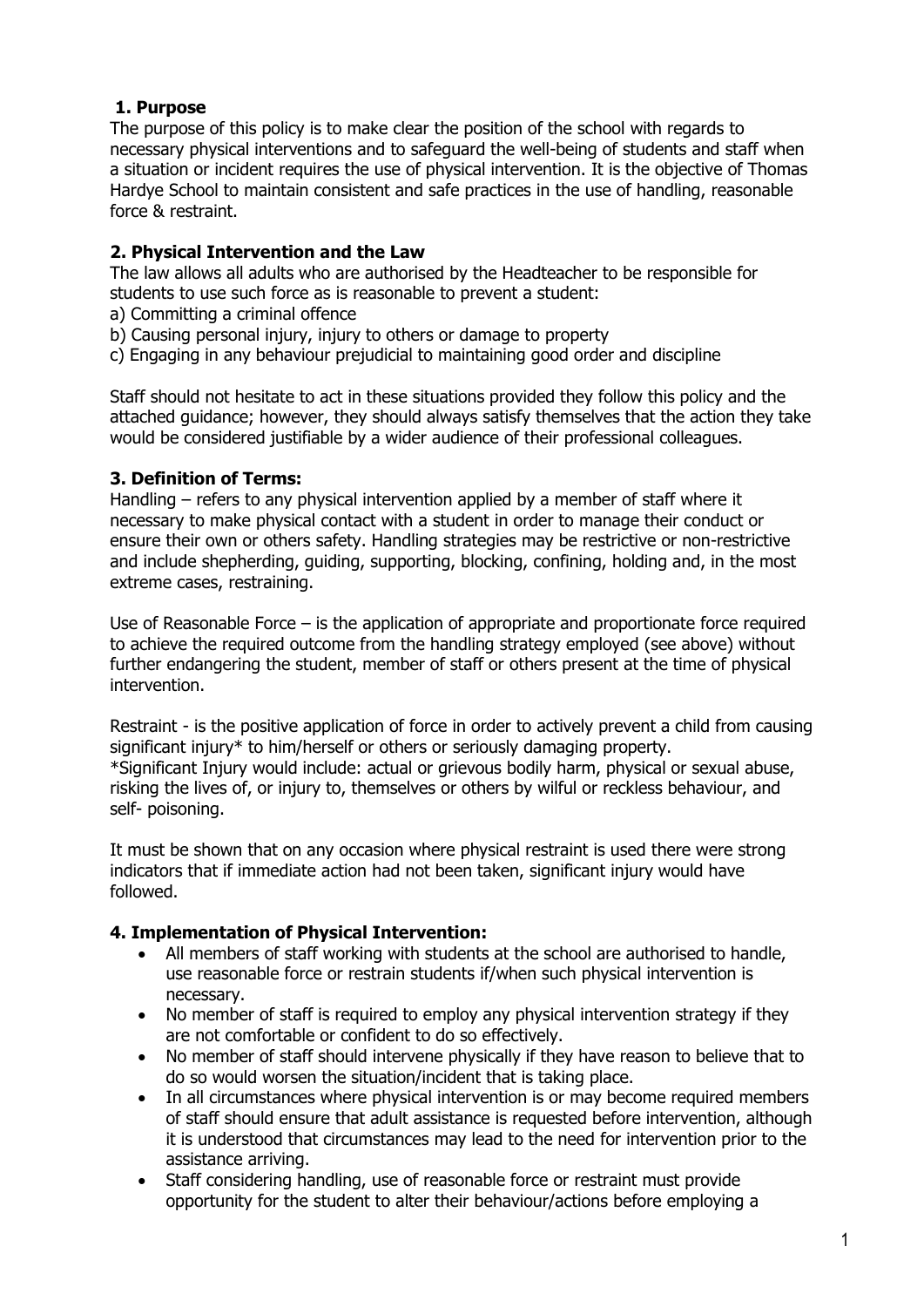## 1. Purpose

The purpose of this policy is to make clear the position of the school with regards to necessary physical interventions and to safeguard the well-being of students and staff when a situation or incident requires the use of physical intervention. It is the objective of Thomas Hardye School to maintain consistent and safe practices in the use of handling, reasonable force & restraint.

## 2. Physical Intervention and the Law

The law allows all adults who are authorised by the Headteacher to be responsible for students to use such force as is reasonable to prevent a student:

a) Committing a criminal offence
b) Causing personal injury, injury to others or damage to property
c) Engaging in any behaviour prejudicial to maintaining good order and discipline

Staff should not hesitate to act in these situations provided they follow this policy and the attached guidance; however, they should always satisfy themselves that the action they take would be considered justifiable by a wider audience of their professional colleagues.

## 3. Definition of Terms:

Handling – refers to any physical intervention applied by a member of staff where it necessary to make physical contact with a student in order to manage their conduct or ensure their own or others safety. Handling strategies may be restrictive or non-restrictive and include shepherding, guiding, supporting, blocking, confining, holding and, in the most extreme cases, restraining.

Use of Reasonable Force – is the application of appropriate and proportionate force required to achieve the required outcome from the handling strategy employed (see above) without further endangering the student, member of staff or others present at the time of physical intervention.

Restraint - is the positive application of force in order to actively prevent a child from causing significant injury* to him/herself or others or seriously damaging property.
*Significant Injury would include: actual or grievous bodily harm, physical or sexual abuse, risking the lives of, or injury to, themselves or others by wilful or reckless behaviour, and self- poisoning.

It must be shown that on any occasion where physical restraint is used there were strong indicators that if immediate action had not been taken, significant injury would have followed.

## 4. Implementation of Physical Intervention:

- All members of staff working with students at the school are authorised to handle, use reasonable force or restrain students if/when such physical intervention is necessary.
- No member of staff is required to employ any physical intervention strategy if they are not comfortable or confident to do so effectively.
- No member of staff should intervene physically if they have reason to believe that to do so would worsen the situation/incident that is taking place.
- In all circumstances where physical intervention is or may become required members of staff should ensure that adult assistance is requested before intervention, although it is understood that circumstances may lead to the need for intervention prior to the assistance arriving.
- Staff considering handling, use of reasonable force or restraint must provide opportunity for the student to alter their behaviour/actions before employing a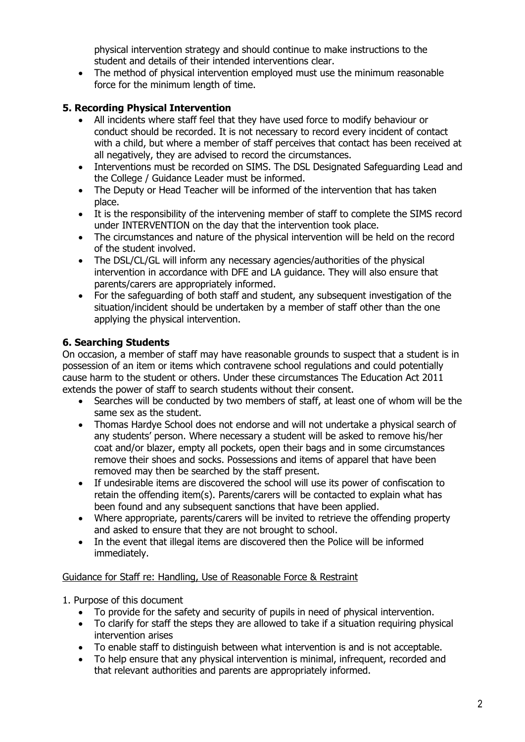physical intervention strategy and should continue to make instructions to the student and details of their intended interventions clear.
- The method of physical intervention employed must use the minimum reasonable force for the minimum length of time.

### 5. Recording Physical Intervention

- All incidents where staff feel that they have used force to modify behaviour or conduct should be recorded. It is not necessary to record every incident of contact with a child, but where a member of staff perceives that contact has been received at all negatively, they are advised to record the circumstances.
- Interventions must be recorded on SIMS. The DSL Designated Safeguarding Lead and the College / Guidance Leader must be informed.
- The Deputy or Head Teacher will be informed of the intervention that has taken place.
- It is the responsibility of the intervening member of staff to complete the SIMS record under INTERVENTION on the day that the intervention took place.
- The circumstances and nature of the physical intervention will be held on the record of the student involved.
- The DSL/CL/GL will inform any necessary agencies/authorities of the physical intervention in accordance with DFE and LA guidance. They will also ensure that parents/carers are appropriately informed.
- For the safeguarding of both staff and student, any subsequent investigation of the situation/incident should be undertaken by a member of staff other than the one applying the physical intervention.

### 6. Searching Students

On occasion, a member of staff may have reasonable grounds to suspect that a student is in possession of an item or items which contravene school regulations and could potentially cause harm to the student or others. Under these circumstances The Education Act 2011 extends the power of staff to search students without their consent.

- Searches will be conducted by two members of staff, at least one of whom will be the same sex as the student.
- Thomas Hardye School does not endorse and will not undertake a physical search of any students' person. Where necessary a student will be asked to remove his/her coat and/or blazer, empty all pockets, open their bags and in some circumstances remove their shoes and socks. Possessions and items of apparel that have been removed may then be searched by the staff present.
- If undesirable items are discovered the school will use its power of confiscation to retain the offending item(s). Parents/carers will be contacted to explain what has been found and any subsequent sanctions that have been applied.
- Where appropriate, parents/carers will be invited to retrieve the offending property and asked to ensure that they are not brought to school.
- In the event that illegal items are discovered then the Police will be informed immediately.

Guidance for Staff re: Handling, Use of Reasonable Force & Restraint

1. Purpose of this document

- To provide for the safety and security of pupils in need of physical intervention.
- To clarify for staff the steps they are allowed to take if a situation requiring physical intervention arises
- To enable staff to distinguish between what intervention is and is not acceptable.
- To help ensure that any physical intervention is minimal, infrequent, recorded and that relevant authorities and parents are appropriately informed.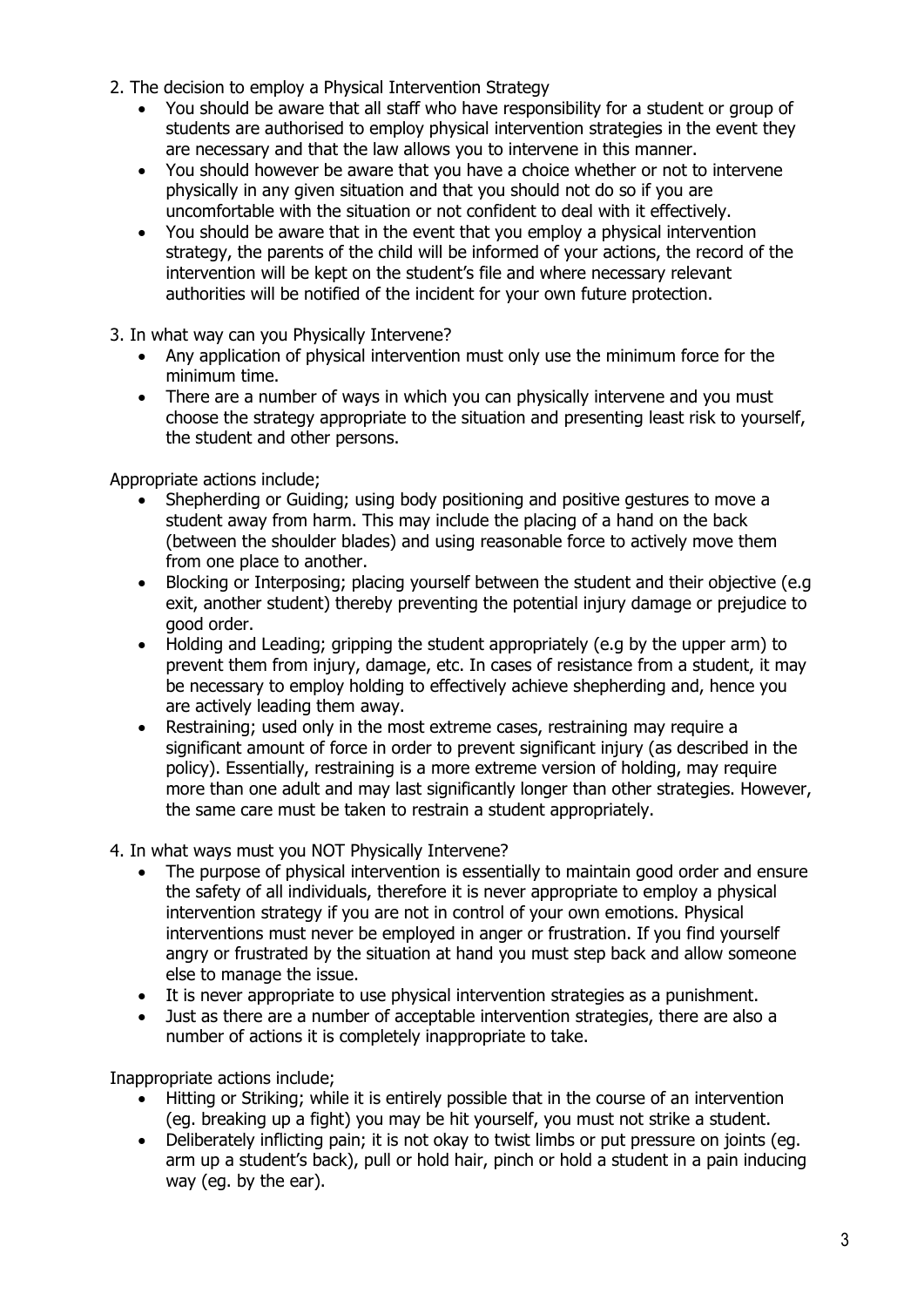2. The decision to employ a Physical Intervention Strategy

- You should be aware that all staff who have responsibility for a student or group of students are authorised to employ physical intervention strategies in the event they are necessary and that the law allows you to intervene in this manner.
- You should however be aware that you have a choice whether or not to intervene physically in any given situation and that you should not do so if you are uncomfortable with the situation or not confident to deal with it effectively.
- You should be aware that in the event that you employ a physical intervention strategy, the parents of the child will be informed of your actions, the record of the intervention will be kept on the student's file and where necessary relevant authorities will be notified of the incident for your own future protection.

3. In what way can you Physically Intervene?

- Any application of physical intervention must only use the minimum force for the minimum time.
- There are a number of ways in which you can physically intervene and you must choose the strategy appropriate to the situation and presenting least risk to yourself, the student and other persons.

Appropriate actions include;

- Shepherding or Guiding; using body positioning and positive gestures to move a student away from harm. This may include the placing of a hand on the back (between the shoulder blades) and using reasonable force to actively move them from one place to another.
- Blocking or Interposing; placing yourself between the student and their objective (e.g exit, another student) thereby preventing the potential injury damage or prejudice to good order.
- Holding and Leading; gripping the student appropriately (e.g by the upper arm) to prevent them from injury, damage, etc. In cases of resistance from a student, it may be necessary to employ holding to effectively achieve shepherding and, hence you are actively leading them away.
- Restraining; used only in the most extreme cases, restraining may require a significant amount of force in order to prevent significant injury (as described in the policy). Essentially, restraining is a more extreme version of holding, may require more than one adult and may last significantly longer than other strategies. However, the same care must be taken to restrain a student appropriately.

4. In what ways must you NOT Physically Intervene?

- The purpose of physical intervention is essentially to maintain good order and ensure the safety of all individuals, therefore it is never appropriate to employ a physical intervention strategy if you are not in control of your own emotions. Physical interventions must never be employed in anger or frustration. If you find yourself angry or frustrated by the situation at hand you must step back and allow someone else to manage the issue.
- It is never appropriate to use physical intervention strategies as a punishment.
- Just as there are a number of acceptable intervention strategies, there are also a number of actions it is completely inappropriate to take.

Inappropriate actions include;

- Hitting or Striking; while it is entirely possible that in the course of an intervention (eg. breaking up a fight) you may be hit yourself, you must not strike a student.
- Deliberately inflicting pain; it is not okay to twist limbs or put pressure on joints (eg. arm up a student's back), pull or hold hair, pinch or hold a student in a pain inducing way (eg. by the ear).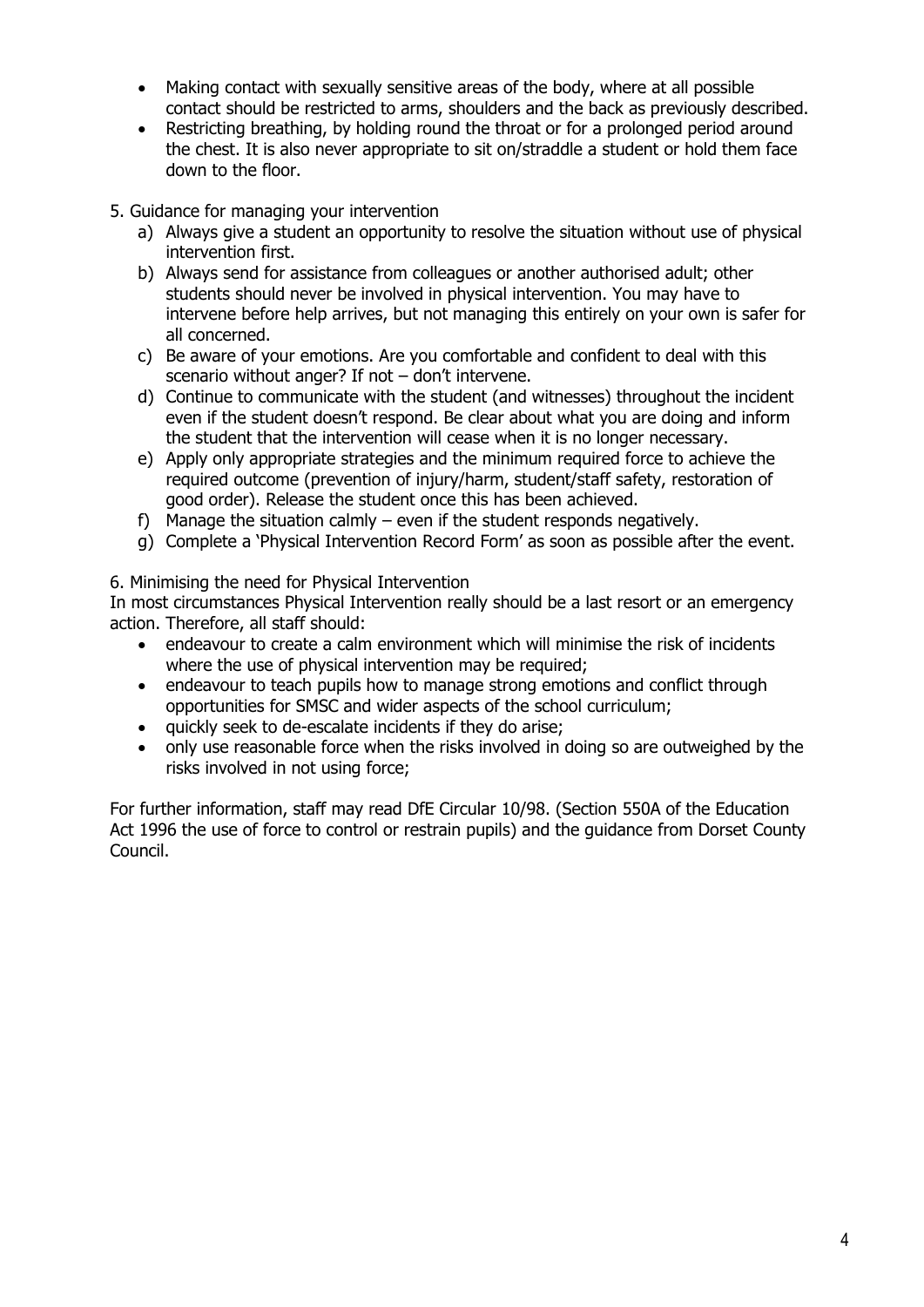- Making contact with sexually sensitive areas of the body, where at all possible contact should be restricted to arms, shoulders and the back as previously described.
- Restricting breathing, by holding round the throat or for a prolonged period around the chest. It is also never appropriate to sit on/straddle a student or hold them face down to the floor.

5. Guidance for managing your intervention

a) Always give a student an opportunity to resolve the situation without use of physical intervention first.
b) Always send for assistance from colleagues or another authorised adult; other students should never be involved in physical intervention. You may have to intervene before help arrives, but not managing this entirely on your own is safer for all concerned.
c) Be aware of your emotions. Are you comfortable and confident to deal with this scenario without anger? If not – don't intervene.
d) Continue to communicate with the student (and witnesses) throughout the incident even if the student doesn't respond. Be clear about what you are doing and inform the student that the intervention will cease when it is no longer necessary.
e) Apply only appropriate strategies and the minimum required force to achieve the required outcome (prevention of injury/harm, student/staff safety, restoration of good order). Release the student once this has been achieved.
f) Manage the situation calmly – even if the student responds negatively.
g) Complete a 'Physical Intervention Record Form' as soon as possible after the event.

6. Minimising the need for Physical Intervention

In most circumstances Physical Intervention really should be a last resort or an emergency action. Therefore, all staff should:

- endeavour to create a calm environment which will minimise the risk of incidents where the use of physical intervention may be required;
- endeavour to teach pupils how to manage strong emotions and conflict through opportunities for SMSC and wider aspects of the school curriculum;
- quickly seek to de-escalate incidents if they do arise;
- only use reasonable force when the risks involved in doing so are outweighed by the risks involved in not using force;

For further information, staff may read DfE Circular 10/98. (Section 550A of the Education Act 1996 the use of force to control or restrain pupils) and the guidance from Dorset County Council.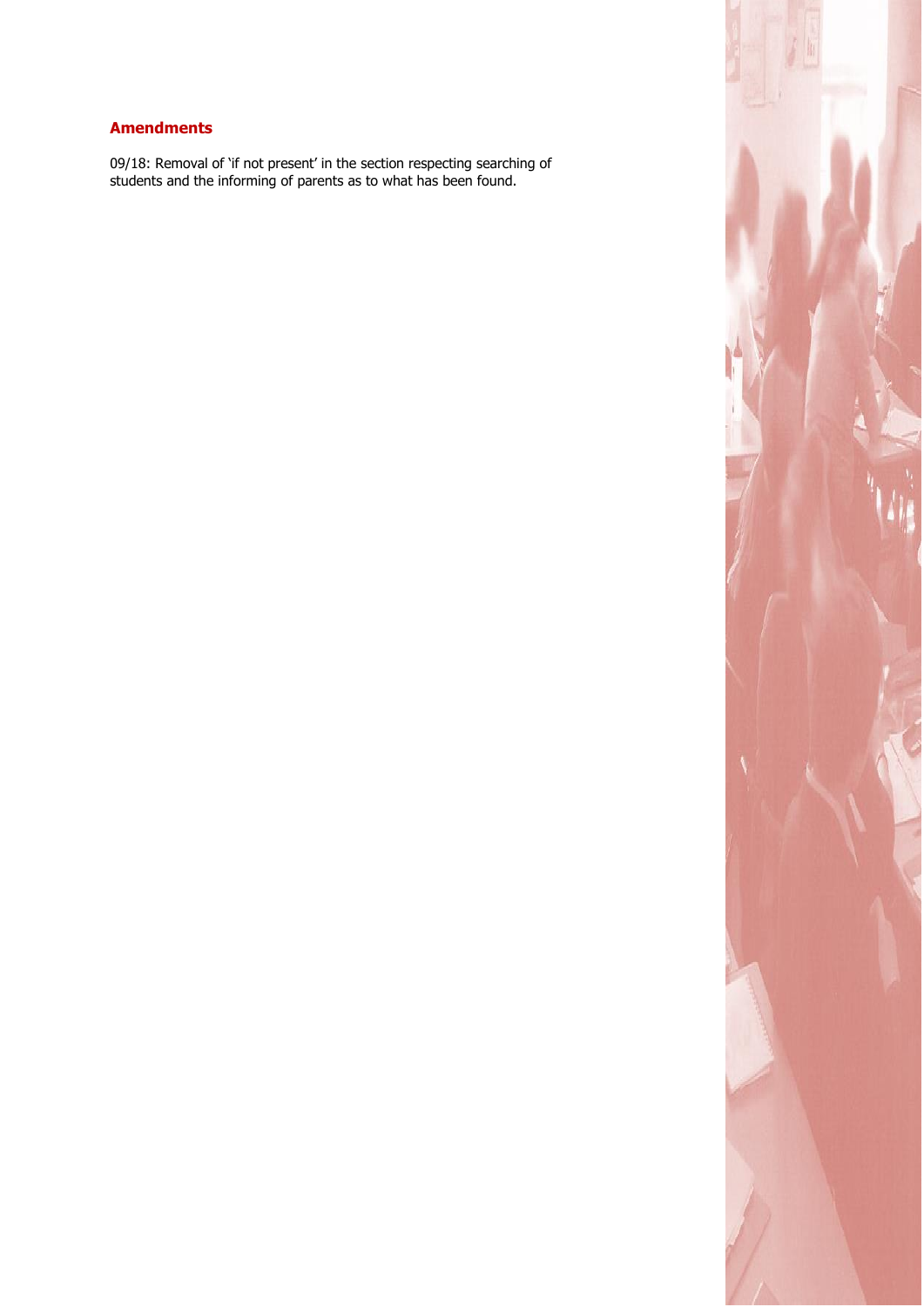## Amendments

09/18: Removal of 'if not present' in the section respecting searching of students and the informing of parents as to what has been found.